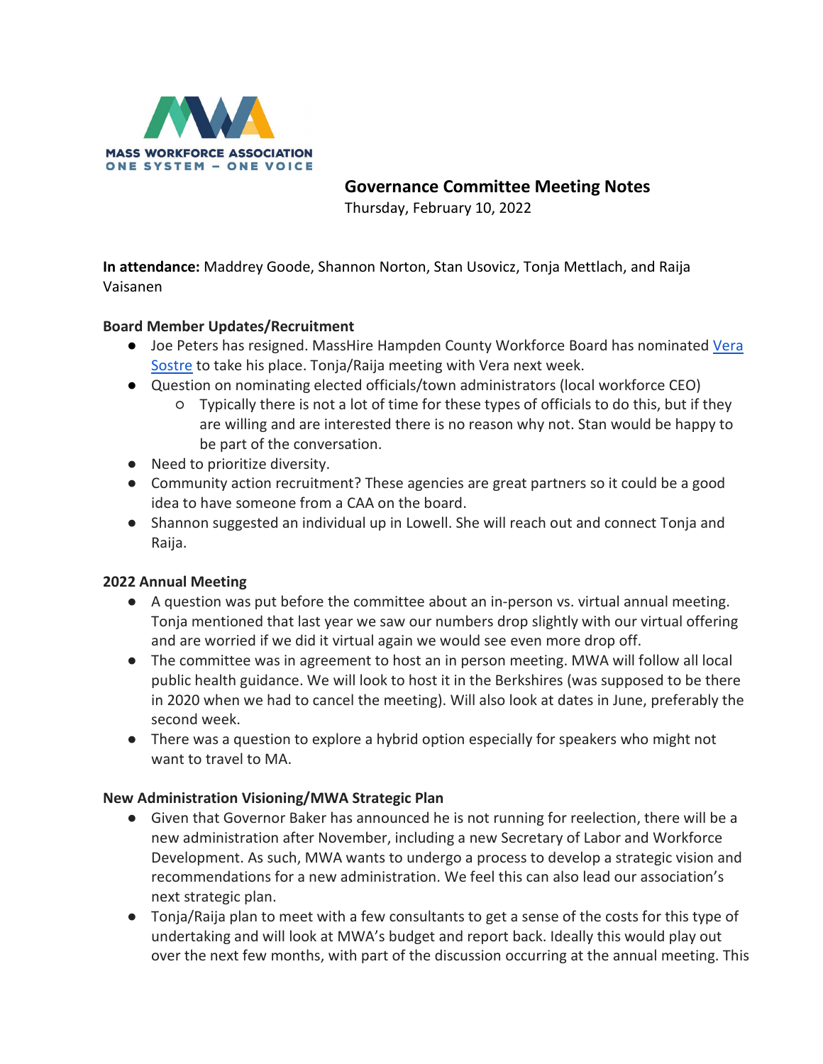MASS WORKFORCE ASSOCIATION
ONE SYSTEM – ONE VOICE

# Governance Committee Meeting Notes

Thursday, February 10, 2022

**In attendance:** Maddrey Goode, Shannon Norton, Stan Usovicz, Tonja Mettlach, and Raija Vaisanen

### Board Member Updates/Recruitment

- Joe Peters has resigned. MassHire Hampden County Workforce Board has nominated Vera Sostre to take his place. Tonja/Raija meeting with Vera next week.
- Question on nominating elected officials/town administrators (local workforce CEO)
  - Typically there is not a lot of time for these types of officials to do this, but if they are willing and are interested there is no reason why not. Stan would be happy to be part of the conversation.
- Need to prioritize diversity.
- Community action recruitment? These agencies are great partners so it could be a good idea to have someone from a CAA on the board.
- Shannon suggested an individual up in Lowell. She will reach out and connect Tonja and Raija.

### 2022 Annual Meeting

- A question was put before the committee about an in-person vs. virtual annual meeting. Tonja mentioned that last year we saw our numbers drop slightly with our virtual offering and are worried if we did it virtual again we would see even more drop off.
- The committee was in agreement to host an in person meeting. MWA will follow all local public health guidance. We will look to host it in the Berkshires (was supposed to be there in 2020 when we had to cancel the meeting). Will also look at dates in June, preferably the second week.
- There was a question to explore a hybrid option especially for speakers who might not want to travel to MA.

### New Administration Visioning/MWA Strategic Plan

- Given that Governor Baker has announced he is not running for reelection, there will be a new administration after November, including a new Secretary of Labor and Workforce Development. As such, MWA wants to undergo a process to develop a strategic vision and recommendations for a new administration. We feel this can also lead our association's next strategic plan.
- Tonja/Raija plan to meet with a few consultants to get a sense of the costs for this type of undertaking and will look at MWA's budget and report back. Ideally this would play out over the next few months, with part of the discussion occurring at the annual meeting. This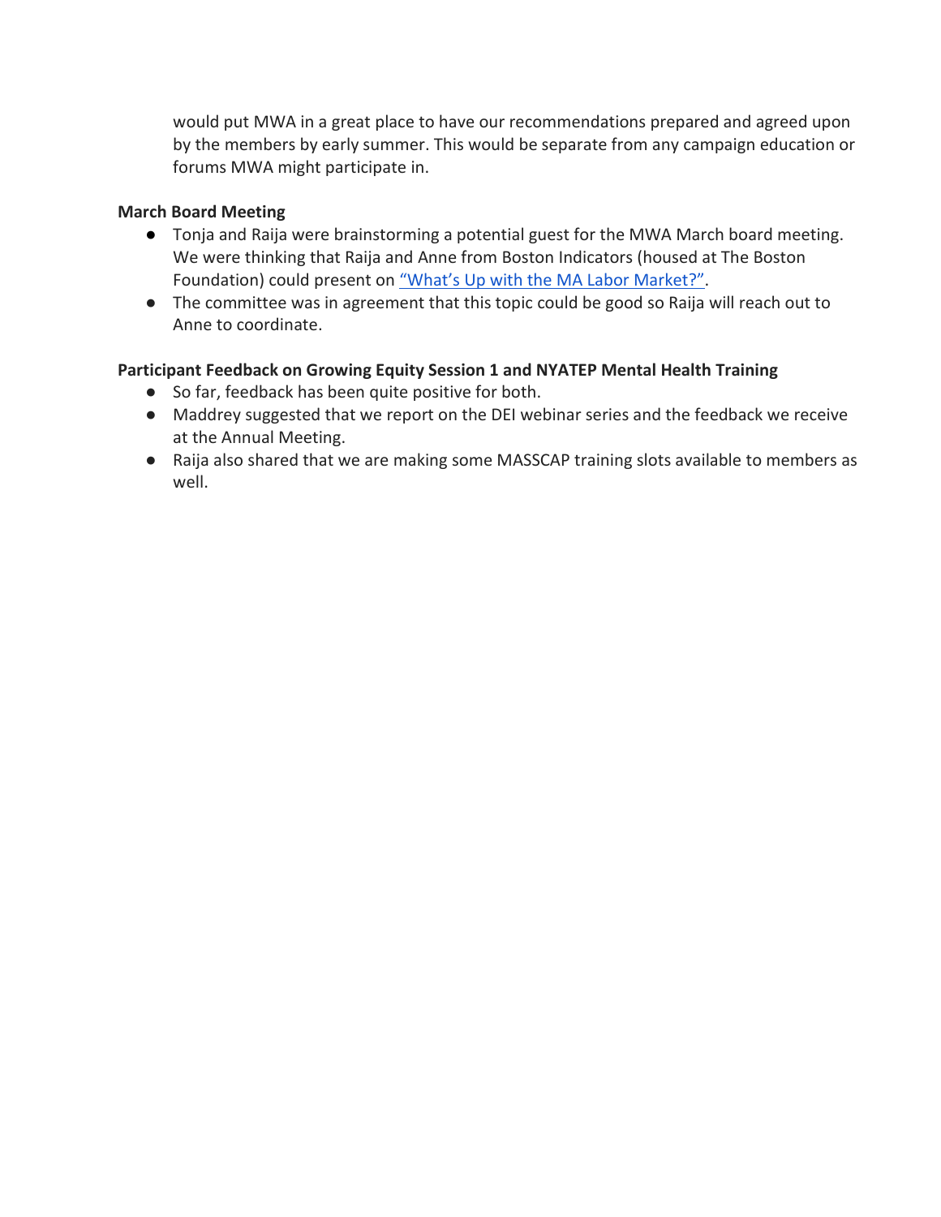would put MWA in a great place to have our recommendations prepared and agreed upon by the members by early summer. This would be separate from any campaign education or forums MWA might participate in.

**March Board Meeting**

- Tonja and Raija were brainstorming a potential guest for the MWA March board meeting. We were thinking that Raija and Anne from Boston Indicators (housed at The Boston Foundation) could present on "What's Up with the MA Labor Market?".
- The committee was in agreement that this topic could be good so Raija will reach out to Anne to coordinate.

**Participant Feedback on Growing Equity Session 1 and NYATEP Mental Health Training**

- So far, feedback has been quite positive for both.
- Maddrey suggested that we report on the DEI webinar series and the feedback we receive at the Annual Meeting.
- Raija also shared that we are making some MASSCAP training slots available to members as well.